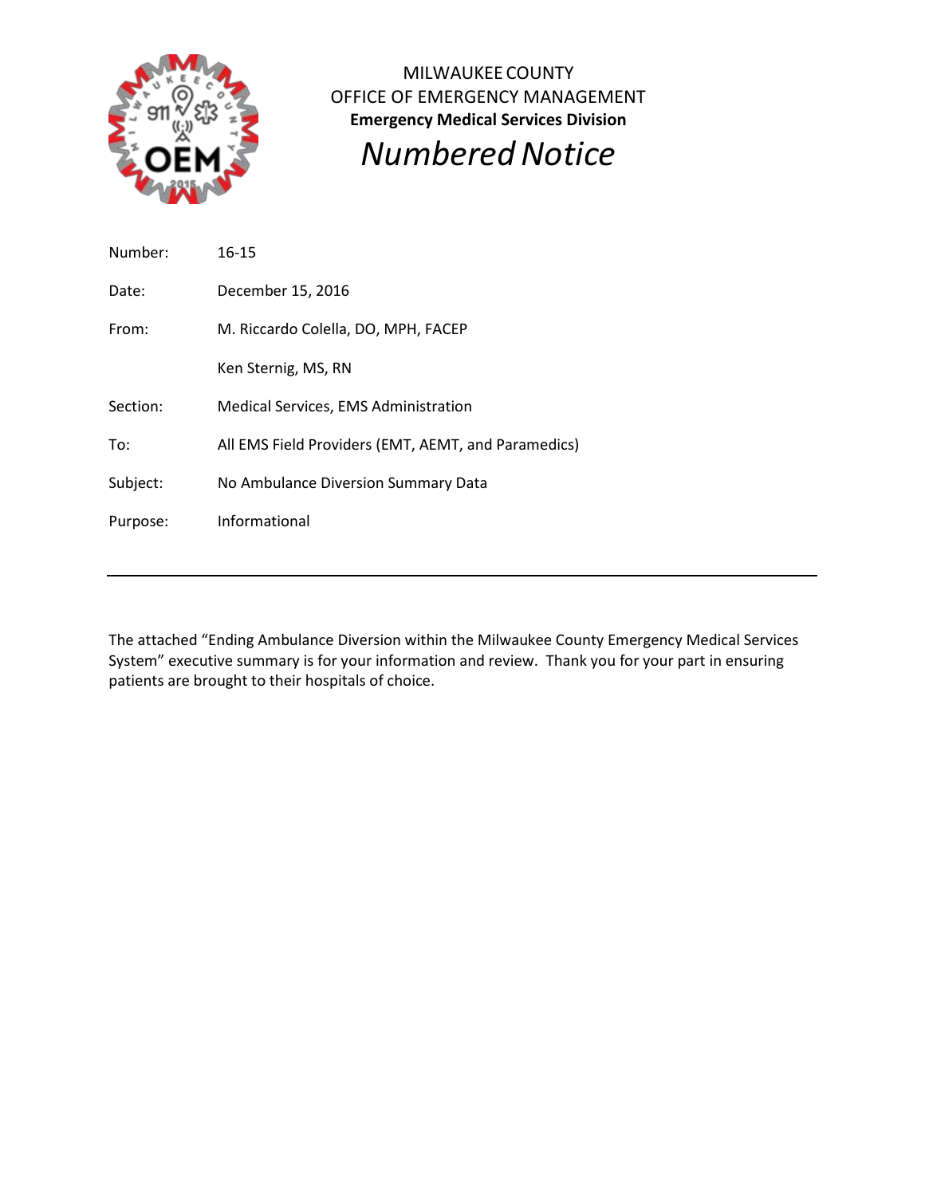MILWAUKEE COUNTY
OFFICE OF EMERGENCY MANAGEMENT
**Emergency Medical Services Division**

# *Numbered Notice*

| | |
|---|---|
| Number: | 16-15 |
| Date: | December 15, 2016 |
| From: | M. Riccardo Colella, DO, MPH, FACEP |
| | Ken Sternig, MS, RN |
| Section: | Medical Services, EMS Administration |
| To: | All EMS Field Providers (EMT, AEMT, and Paramedics) |
| Subject: | No Ambulance Diversion Summary Data |
| Purpose: | Informational |

---

The attached "Ending Ambulance Diversion within the Milwaukee County Emergency Medical Services System" executive summary is for your information and review. Thank you for your part in ensuring patients are brought to their hospitals of choice.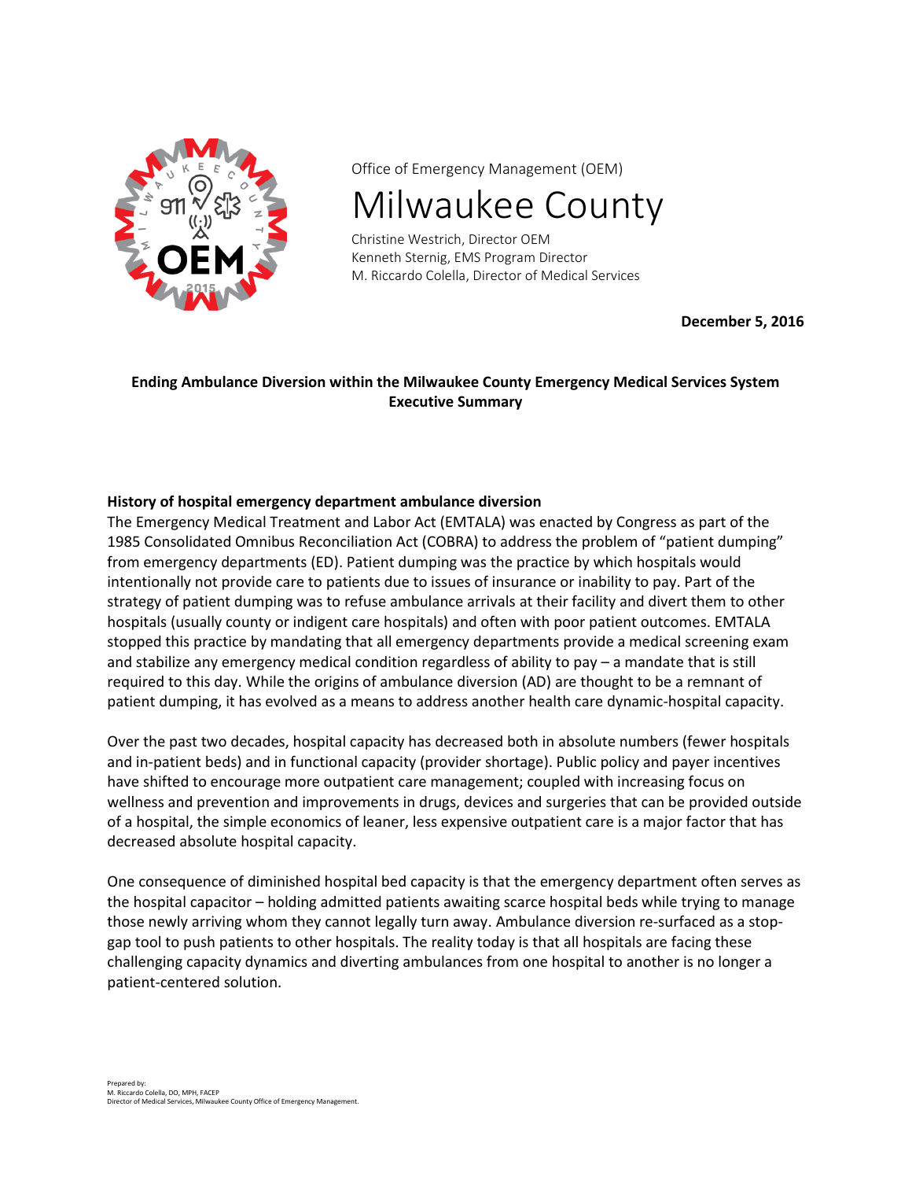Office of Emergency Management (OEM)

# Milwaukee County

Christine Westrich, Director OEM
Kenneth Sternig, EMS Program Director
M. Riccardo Colella, Director of Medical Services

**December 5, 2016**

**Ending Ambulance Diversion within the Milwaukee County Emergency Medical Services System Executive Summary**

**History of hospital emergency department ambulance diversion**

The Emergency Medical Treatment and Labor Act (EMTALA) was enacted by Congress as part of the 1985 Consolidated Omnibus Reconciliation Act (COBRA) to address the problem of "patient dumping" from emergency departments (ED). Patient dumping was the practice by which hospitals would intentionally not provide care to patients due to issues of insurance or inability to pay. Part of the strategy of patient dumping was to refuse ambulance arrivals at their facility and divert them to other hospitals (usually county or indigent care hospitals) and often with poor patient outcomes. EMTALA stopped this practice by mandating that all emergency departments provide a medical screening exam and stabilize any emergency medical condition regardless of ability to pay – a mandate that is still required to this day. While the origins of ambulance diversion (AD) are thought to be a remnant of patient dumping, it has evolved as a means to address another health care dynamic-hospital capacity.

Over the past two decades, hospital capacity has decreased both in absolute numbers (fewer hospitals and in-patient beds) and in functional capacity (provider shortage). Public policy and payer incentives have shifted to encourage more outpatient care management; coupled with increasing focus on wellness and prevention and improvements in drugs, devices and surgeries that can be provided outside of a hospital, the simple economics of leaner, less expensive outpatient care is a major factor that has decreased absolute hospital capacity.

One consequence of diminished hospital bed capacity is that the emergency department often serves as the hospital capacitor – holding admitted patients awaiting scarce hospital beds while trying to manage those newly arriving whom they cannot legally turn away. Ambulance diversion re-surfaced as a stop-gap tool to push patients to other hospitals. The reality today is that all hospitals are facing these challenging capacity dynamics and diverting ambulances from one hospital to another is no longer a patient-centered solution.

Prepared by:
M. Riccardo Colella, DO, MPH, FACEP
Director of Medical Services, Milwaukee County Office of Emergency Management.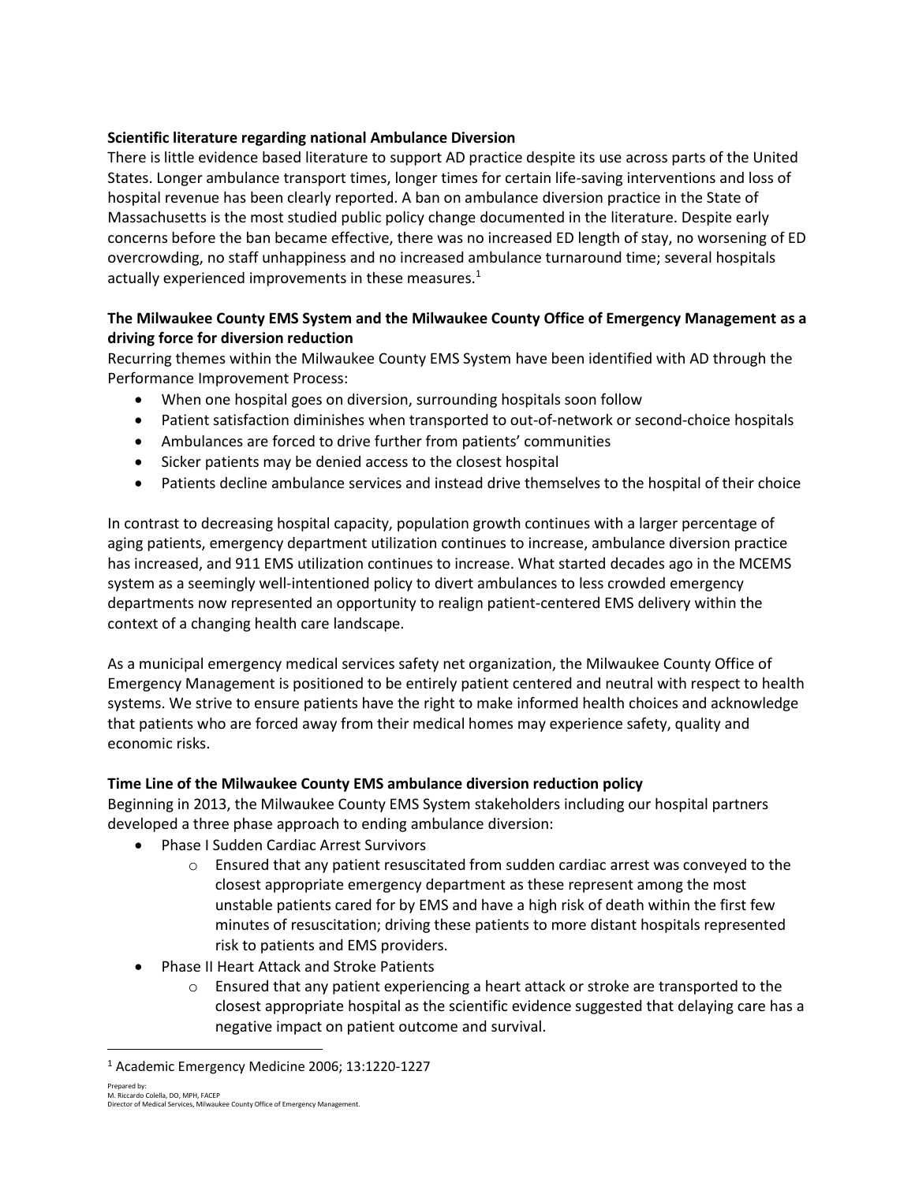**Scientific literature regarding national Ambulance Diversion**

There is little evidence based literature to support AD practice despite its use across parts of the United States. Longer ambulance transport times, longer times for certain life-saving interventions and loss of hospital revenue has been clearly reported. A ban on ambulance diversion practice in the State of Massachusetts is the most studied public policy change documented in the literature. Despite early concerns before the ban became effective, there was no increased ED length of stay, no worsening of ED overcrowding, no staff unhappiness and no increased ambulance turnaround time; several hospitals actually experienced improvements in these measures.[1]

**The Milwaukee County EMS System and the Milwaukee County Office of Emergency Management as a driving force for diversion reduction**

Recurring themes within the Milwaukee County EMS System have been identified with AD through the Performance Improvement Process:

- When one hospital goes on diversion, surrounding hospitals soon follow
- Patient satisfaction diminishes when transported to out-of-network or second-choice hospitals
- Ambulances are forced to drive further from patients' communities
- Sicker patients may be denied access to the closest hospital
- Patients decline ambulance services and instead drive themselves to the hospital of their choice

In contrast to decreasing hospital capacity, population growth continues with a larger percentage of aging patients, emergency department utilization continues to increase, ambulance diversion practice has increased, and 911 EMS utilization continues to increase. What started decades ago in the MCEMS system as a seemingly well-intentioned policy to divert ambulances to less crowded emergency departments now represented an opportunity to realign patient-centered EMS delivery within the context of a changing health care landscape.

As a municipal emergency medical services safety net organization, the Milwaukee County Office of Emergency Management is positioned to be entirely patient centered and neutral with respect to health systems. We strive to ensure patients have the right to make informed health choices and acknowledge that patients who are forced away from their medical homes may experience safety, quality and economic risks.

**Time Line of the Milwaukee County EMS ambulance diversion reduction policy**

Beginning in 2013, the Milwaukee County EMS System stakeholders including our hospital partners developed a three phase approach to ending ambulance diversion:

- Phase I Sudden Cardiac Arrest Survivors
  - Ensured that any patient resuscitated from sudden cardiac arrest was conveyed to the closest appropriate emergency department as these represent among the most unstable patients cared for by EMS and have a high risk of death within the first few minutes of resuscitation; driving these patients to more distant hospitals represented risk to patients and EMS providers.
- Phase II Heart Attack and Stroke Patients
  - Ensured that any patient experiencing a heart attack or stroke are transported to the closest appropriate hospital as the scientific evidence suggested that delaying care has a negative impact on patient outcome and survival.

---

[1] Academic Emergency Medicine 2006; 13:1220-1227

Prepared by:
M. Riccardo Colella, DO, MPH, FACEP
Director of Medical Services, Milwaukee County Office of Emergency Management.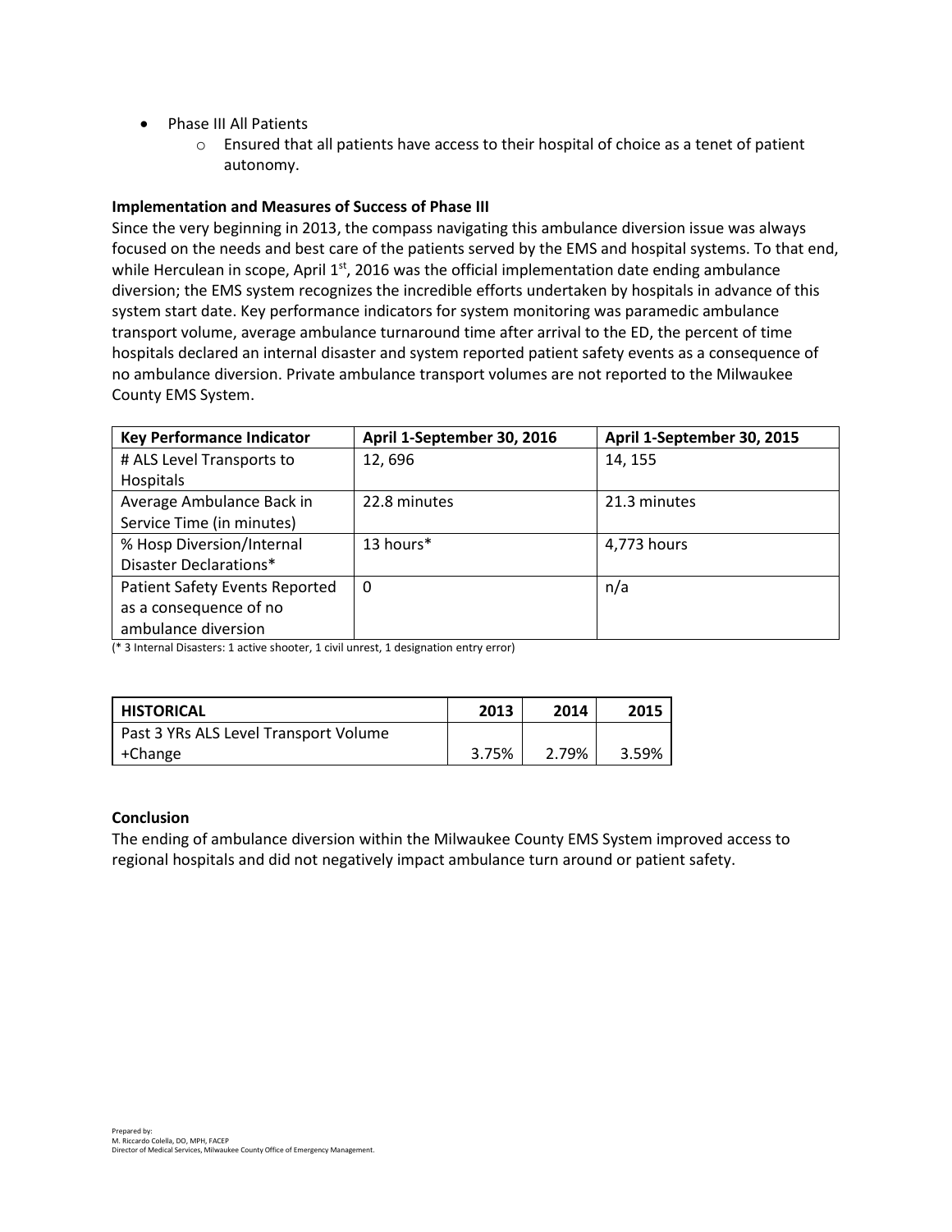- Phase III All Patients
    - Ensured that all patients have access to their hospital of choice as a tenet of patient autonomy.

**Implementation and Measures of Success of Phase III**

Since the very beginning in 2013, the compass navigating this ambulance diversion issue was always focused on the needs and best care of the patients served by the EMS and hospital systems. To that end, while Herculean in scope, April 1st, 2016 was the official implementation date ending ambulance diversion; the EMS system recognizes the incredible efforts undertaken by hospitals in advance of this system start date. Key performance indicators for system monitoring was paramedic ambulance transport volume, average ambulance turnaround time after arrival to the ED, the percent of time hospitals declared an internal disaster and system reported patient safety events as a consequence of no ambulance diversion. Private ambulance transport volumes are not reported to the Milwaukee County EMS System.

| Key Performance Indicator | April 1-September 30, 2016 | April 1-September 30, 2015 |
|---|---|---|
| # ALS Level Transports to Hospitals | 12, 696 | 14, 155 |
| Average Ambulance Back in Service Time (in minutes) | 22.8 minutes | 21.3 minutes |
| % Hosp Diversion/Internal Disaster Declarations* | 13 hours* | 4,773 hours |
| Patient Safety Events Reported as a consequence of no ambulance diversion | 0 | n/a |

(* 3 Internal Disasters: 1 active shooter, 1 civil unrest, 1 designation entry error)

| HISTORICAL | 2013 | 2014 | 2015 |
|---|---|---|---|
| Past 3 YRs ALS Level Transport Volume +Change | 3.75% | 2.79% | 3.59% |

**Conclusion**

The ending of ambulance diversion within the Milwaukee County EMS System improved access to regional hospitals and did not negatively impact ambulance turn around or patient safety.

Prepared by:
M. Riccardo Colella, DO, MPH, FACEP
Director of Medical Services, Milwaukee County Office of Emergency Management.